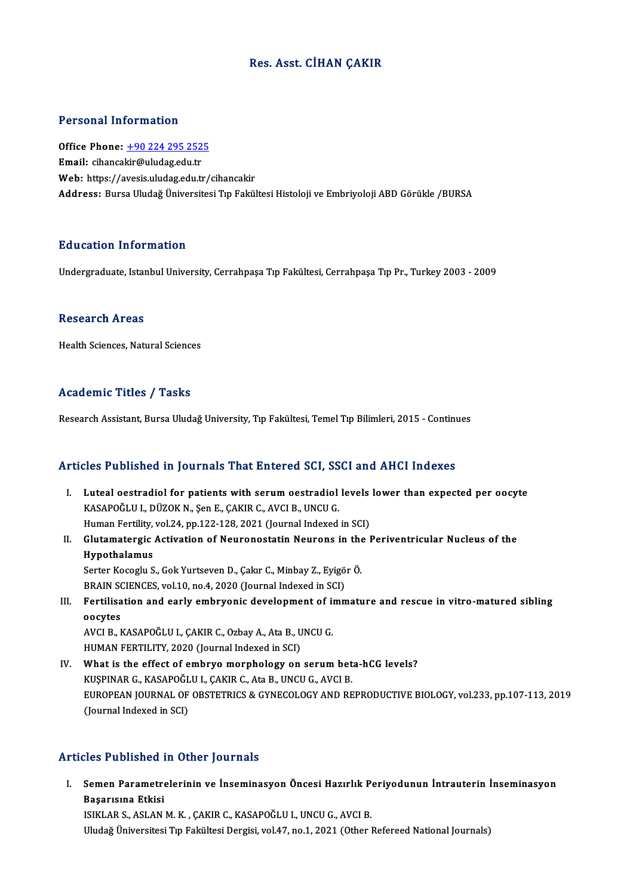# Res. Asst. CİHAN ÇAKIR

## Personal Information

**Office Phone:** +90 224 295 2525
**Email:** cihancakir@uludag.edu.tr
**Web:** https://avesis.uludag.edu.tr/cihancakir
**Address:** Bursa Uludağ Üniversitesi Tıp Fakültesi Histoloji ve Embriyoloji ABD Görükle /BURSA

## Education Information

Undergraduate, Istanbul University, Cerrahpaşa Tıp Fakültesi, Cerrahpaşa Tıp Pr., Turkey 2003 - 2009

## Research Areas

Health Sciences, Natural Sciences

## Academic Titles / Tasks

Research Assistant, Bursa Uludağ University, Tıp Fakültesi, Temel Tıp Bilimleri, 2015 - Continues

## Articles Published in Journals That Entered SCI, SSCI and AHCI Indexes

I. **Luteal oestradiol for patients with serum oestradiol levels lower than expected per oocyte**
KASAPOĞLU I., DÜZOK N., Şen E., ÇAKIR C., AVCI B., UNCU G.
Human Fertility, vol.24, pp.122-128, 2021 (Journal Indexed in SCI)

II. **Glutamatergic Activation of Neuronostatin Neurons in the Periventricular Nucleus of the Hypothalamus**
Serter Kocoglu S., Gok Yurtseven D., Çakır C., Minbay Z., Eyigör Ö.
BRAIN SCIENCES, vol.10, no.4, 2020 (Journal Indexed in SCI)

III. **Fertilisation and early embryonic development of immature and rescue in vitro-matured sibling oocytes**
AVCI B., KASAPOĞLU I., ÇAKIR C., Ozbay A., Ata B., UNCU G.
HUMAN FERTILITY, 2020 (Journal Indexed in SCI)

IV. **What is the effect of embryo morphology on serum beta-hCG levels?**
KUŞPINAR G., KASAPOĞLU I., ÇAKIR C., Ata B., UNCU G., AVCI B.
EUROPEAN JOURNAL OF OBSTETRICS & GYNECOLOGY AND REPRODUCTIVE BIOLOGY, vol.233, pp.107-113, 2019 (Journal Indexed in SCI)

## Articles Published in Other Journals

I. **Semen Parametrelerinin ve İnseminasyon Öncesi Hazırlık Periyodunun İntrauterin İnseminasyon Başarısına Etkisi**
ISIKLAR S., ASLAN M. K. , ÇAKIR C., KASAPOĞLU I., UNCU G., AVCI B.
Uludağ Üniversitesi Tıp Fakültesi Dergisi, vol.47, no.1, 2021 (Other Refereed National Journals)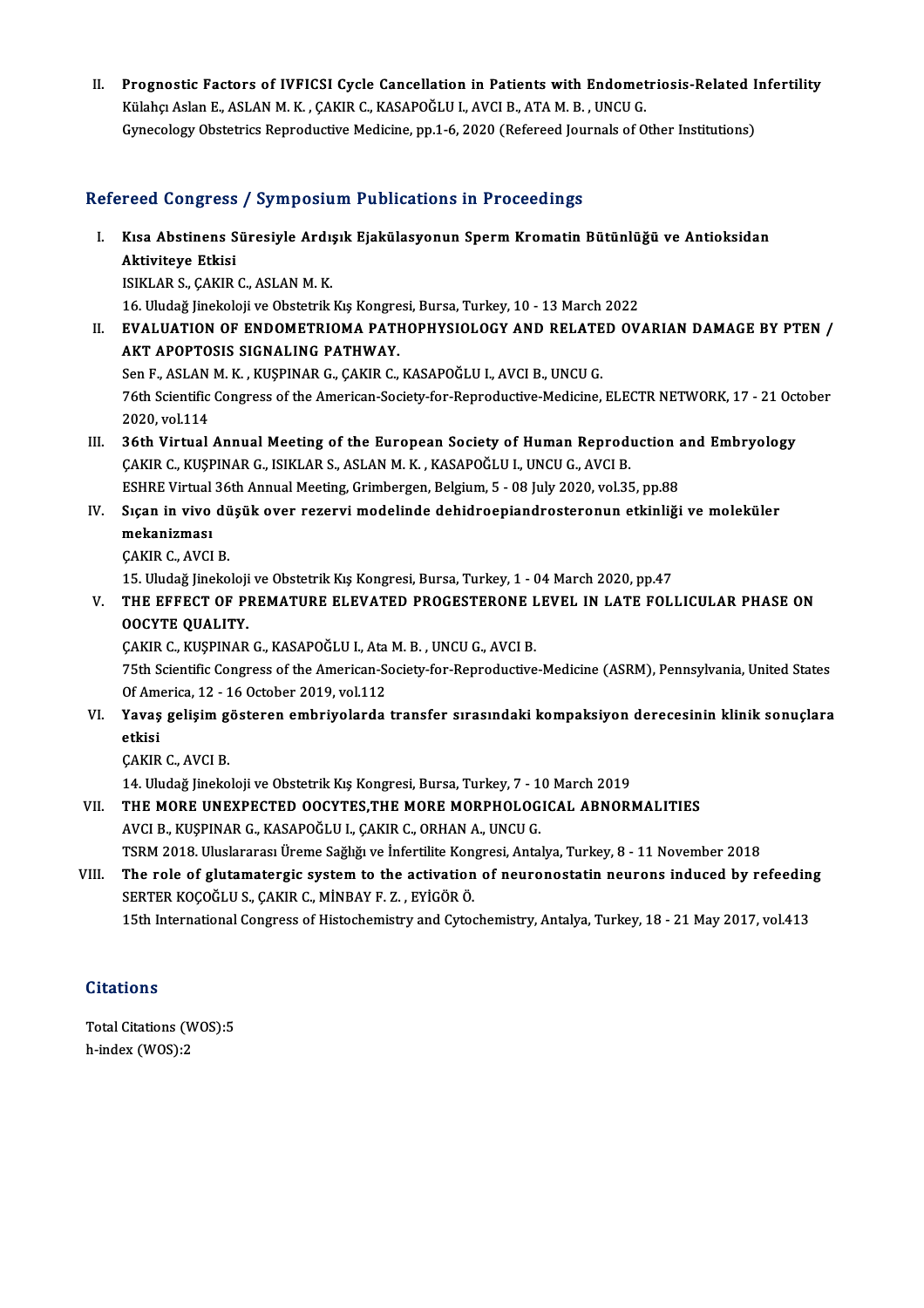II. **Prognostic Factors of IVFICSI Cycle Cancellation in Patients with Endometriosis-Related Infertility**
Külahçı Aslan E., ASLAN M. K. , ÇAKIR C., KASAPOĞLU I., AVCI B., ATA M. B. , UNCU G.
Gynecology Obstetrics Reproductive Medicine, pp.1-6, 2020 (Refereed Journals of Other Institutions)

## Refereed Congress / Symposium Publications in Proceedings

I. **Kısa Abstinens Süresiyle Ardışık Ejakülasyonun Sperm Kromatin Bütünlüğü ve Antioksidan Aktiviteye Etkisi**
ISIKLAR S., ÇAKIR C., ASLAN M. K.
16. Uludağ Jinekoloji ve Obstetrik Kış Kongresi, Bursa, Turkey, 10 - 13 March 2022

II. **EVALUATION OF ENDOMETRIOMA PATHOPHYSIOLOGY AND RELATED OVARIAN DAMAGE BY PTEN / AKT APOPTOSIS SIGNALING PATHWAY.**
Sen F., ASLAN M. K. , KUŞPINAR G., ÇAKIR C., KASAPOĞLU I., AVCI B., UNCU G.
76th Scientific Congress of the American-Society-for-Reproductive-Medicine, ELECTR NETWORK, 17 - 21 October 2020, vol.114

III. **36th Virtual Annual Meeting of the European Society of Human Reproduction and Embryology**
ÇAKIR C., KUŞPINAR G., ISIKLAR S., ASLAN M. K. , KASAPOĞLU I., UNCU G., AVCI B.
ESHRE Virtual 36th Annual Meeting, Grimbergen, Belgium, 5 - 08 July 2020, vol.35, pp.88

IV. **Sıçan in vivo düşük over rezervi modelinde dehidroepiandrosteronun etkinliği ve moleküler mekanizması**
ÇAKIR C., AVCI B.
15. Uludağ Jinekoloji ve Obstetrik Kış Kongresi, Bursa, Turkey, 1 - 04 March 2020, pp.47

V. **THE EFFECT OF PREMATURE ELEVATED PROGESTERONE LEVEL IN LATE FOLLICULAR PHASE ON OOCYTE QUALITY.**
ÇAKIR C., KUŞPINAR G., KASAPOĞLU I., Ata M. B. , UNCU G., AVCI B.
75th Scientific Congress of the American-Society-for-Reproductive-Medicine (ASRM), Pennsylvania, United States Of America, 12 - 16 October 2019, vol.112

VI. **Yavaş gelişim gösteren embriyolarda transfer sırasındaki kompaksiyon derecesinin klinik sonuçlara etkisi**
ÇAKIR C., AVCI B.
14. Uludağ Jinekoloji ve Obstetrik Kış Kongresi, Bursa, Turkey, 7 - 10 March 2019

VII. **THE MORE UNEXPECTED OOCYTES,THE MORE MORPHOLOGICAL ABNORMALITIES**
AVCI B., KUŞPINAR G., KASAPOĞLU I., ÇAKIR C., ORHAN A., UNCU G.
TSRM 2018. Uluslararası Üreme Sağlığı ve İnfertilite Kongresi, Antalya, Turkey, 8 - 11 November 2018

VIII. **The role of glutamatergic system to the activation of neuronostatin neurons induced by refeeding**
SERTER KOÇOĞLU S., ÇAKIR C., MİNBAY F. Z. , EYİGÖR Ö.
15th International Congress of Histochemistry and Cytochemistry, Antalya, Turkey, 18 - 21 May 2017, vol.413

## Citations

Total Citations (WOS):5
h-index (WOS):2